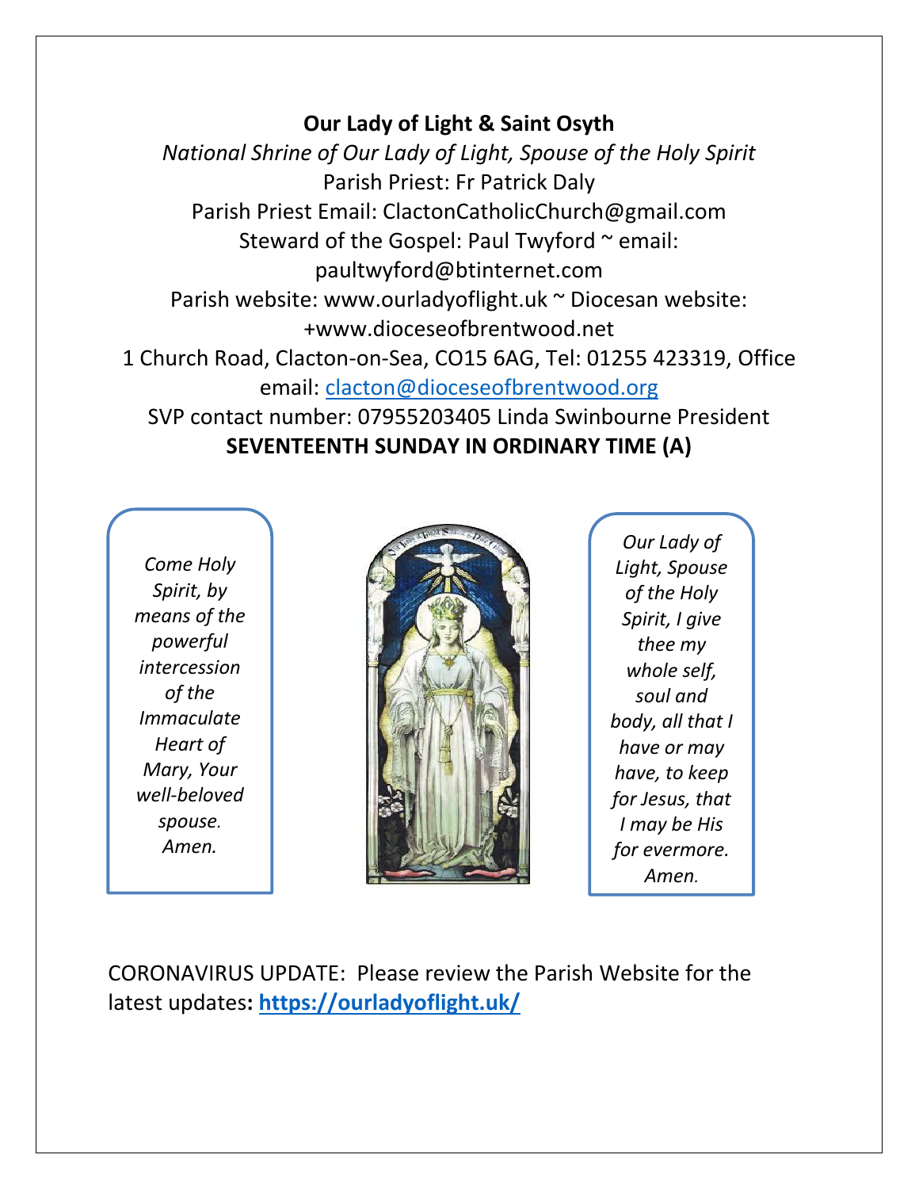**Our Lady of Light & Saint Osyth**

*National Shrine of Our Lady of Light, Spouse of the Holy Spirit*

Parish Priest: Fr Patrick Daly

Parish Priest Email: ClactonCatholicChurch@gmail.com

Steward of the Gospel: Paul Twyford ~ email: paultwyford@btinternet.com

Parish website: www.ourladyoflight.uk ~ Diocesan website: +www.dioceseofbrentwood.net

1 Church Road, Clacton-on-Sea, CO15 6AG, Tel: 01255 423319, Office email: [clacton@dioceseofbrentwood.org](mailto:clacton@dioceseofbrentwood.org)

SVP contact number: 07955203405 Linda Swinbourne President

**SEVENTEENTH SUNDAY IN ORDINARY TIME (A)**

*Come Holy Spirit, by means of the powerful intercession of the Immaculate Heart of Mary, Your well-beloved spouse. Amen.*

*Our Lady of Light, Spouse of the Holy Spirit, I give thee my whole self, soul and body, all that I have or may have, to keep for Jesus, that I may be His for evermore. Amen.*

CORONAVIRUS UPDATE: Please review the Parish Website for the latest updates**: [https://ourladyoflight.uk/](https://ourladyoflight.uk/)**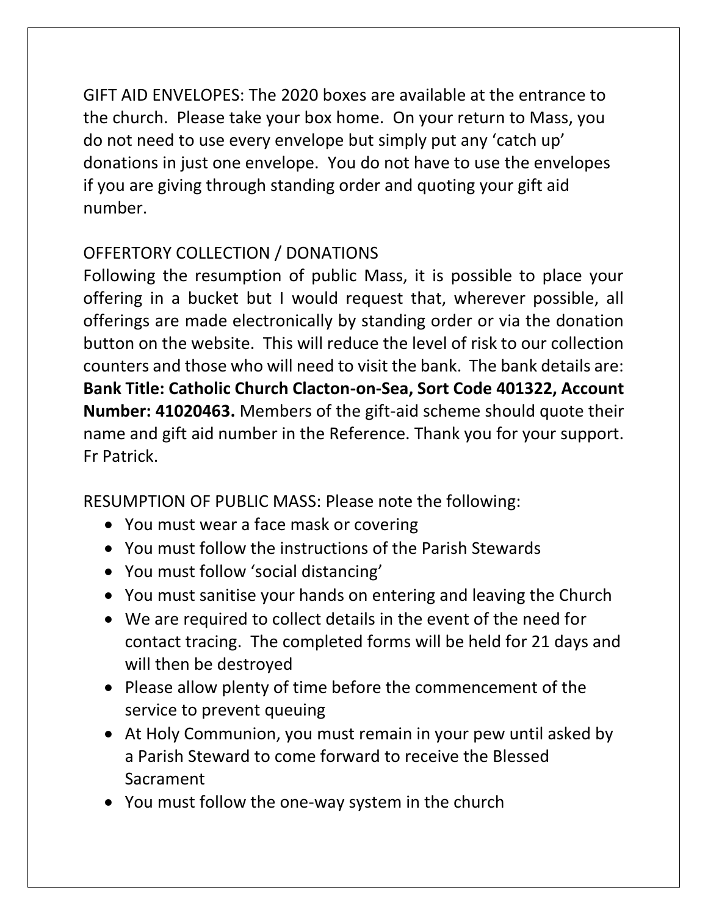GIFT AID ENVELOPES: The 2020 boxes are available at the entrance to the church. Please take your box home. On your return to Mass, you do not need to use every envelope but simply put any 'catch up' donations in just one envelope. You do not have to use the envelopes if you are giving through standing order and quoting your gift aid number.

OFFERTORY COLLECTION / DONATIONS

Following the resumption of public Mass, it is possible to place your offering in a bucket but I would request that, wherever possible, all offerings are made electronically by standing order or via the donation button on the website. This will reduce the level of risk to our collection counters and those who will need to visit the bank. The bank details are: **Bank Title: Catholic Church Clacton-on-Sea, Sort Code 401322, Account Number: 41020463.** Members of the gift-aid scheme should quote their name and gift aid number in the Reference. Thank you for your support. Fr Patrick.

RESUMPTION OF PUBLIC MASS: Please note the following:

- You must wear a face mask or covering
- You must follow the instructions of the Parish Stewards
- You must follow 'social distancing'
- You must sanitise your hands on entering and leaving the Church
- We are required to collect details in the event of the need for contact tracing. The completed forms will be held for 21 days and will then be destroyed
- Please allow plenty of time before the commencement of the service to prevent queuing
- At Holy Communion, you must remain in your pew until asked by a Parish Steward to come forward to receive the Blessed Sacrament
- You must follow the one-way system in the church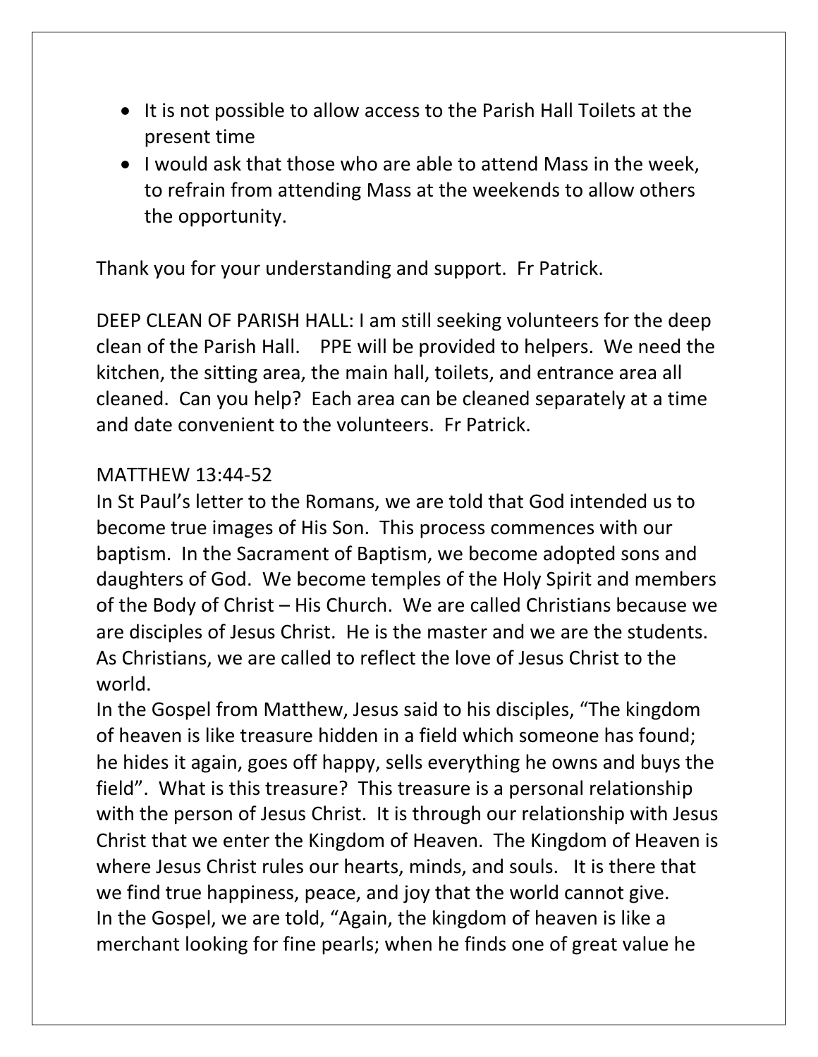- It is not possible to allow access to the Parish Hall Toilets at the present time
- I would ask that those who are able to attend Mass in the week, to refrain from attending Mass at the weekends to allow others the opportunity.

Thank you for your understanding and support. Fr Patrick.

DEEP CLEAN OF PARISH HALL: I am still seeking volunteers for the deep clean of the Parish Hall. PPE will be provided to helpers. We need the kitchen, the sitting area, the main hall, toilets, and entrance area all cleaned. Can you help? Each area can be cleaned separately at a time and date convenient to the volunteers. Fr Patrick.

MATTHEW 13:44-52

In St Paul's letter to the Romans, we are told that God intended us to become true images of His Son. This process commences with our baptism. In the Sacrament of Baptism, we become adopted sons and daughters of God. We become temples of the Holy Spirit and members of the Body of Christ – His Church. We are called Christians because we are disciples of Jesus Christ. He is the master and we are the students. As Christians, we are called to reflect the love of Jesus Christ to the world.

In the Gospel from Matthew, Jesus said to his disciples, "The kingdom of heaven is like treasure hidden in a field which someone has found; he hides it again, goes off happy, sells everything he owns and buys the field". What is this treasure? This treasure is a personal relationship with the person of Jesus Christ. It is through our relationship with Jesus Christ that we enter the Kingdom of Heaven. The Kingdom of Heaven is where Jesus Christ rules our hearts, minds, and souls. It is there that we find true happiness, peace, and joy that the world cannot give.

In the Gospel, we are told, "Again, the kingdom of heaven is like a merchant looking for fine pearls; when he finds one of great value he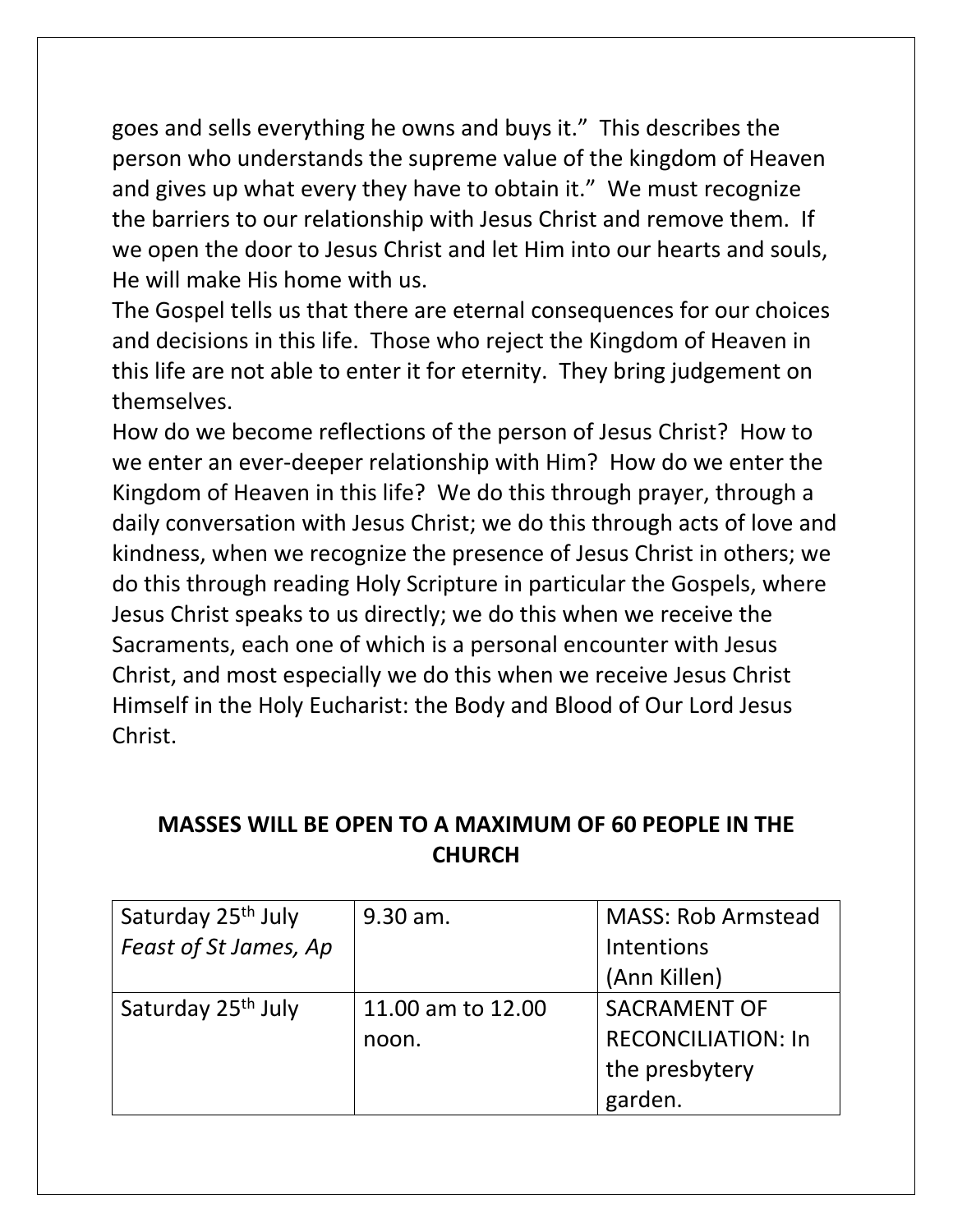goes and sells everything he owns and buys it." This describes the person who understands the supreme value of the kingdom of Heaven and gives up what every they have to obtain it." We must recognize the barriers to our relationship with Jesus Christ and remove them. If we open the door to Jesus Christ and let Him into our hearts and souls, He will make His home with us.

The Gospel tells us that there are eternal consequences for our choices and decisions in this life. Those who reject the Kingdom of Heaven in this life are not able to enter it for eternity. They bring judgement on themselves.

How do we become reflections of the person of Jesus Christ? How to we enter an ever-deeper relationship with Him? How do we enter the Kingdom of Heaven in this life? We do this through prayer, through a daily conversation with Jesus Christ; we do this through acts of love and kindness, when we recognize the presence of Jesus Christ in others; we do this through reading Holy Scripture in particular the Gospels, where Jesus Christ speaks to us directly; we do this when we receive the Sacraments, each one of which is a personal encounter with Jesus Christ, and most especially we do this when we receive Jesus Christ Himself in the Holy Eucharist: the Body and Blood of Our Lord Jesus Christ.

**MASSES WILL BE OPEN TO A MAXIMUM OF 60 PEOPLE IN THE CHURCH**

| | | |
|---|---|---|
| Saturday 25th July *Feast of St James, Ap* | 9.30 am. | MASS: Rob Armstead Intentions (Ann Killen) |
| Saturday 25th July | 11.00 am to 12.00 noon. | SACRAMENT OF RECONCILIATION: In the presbytery garden. |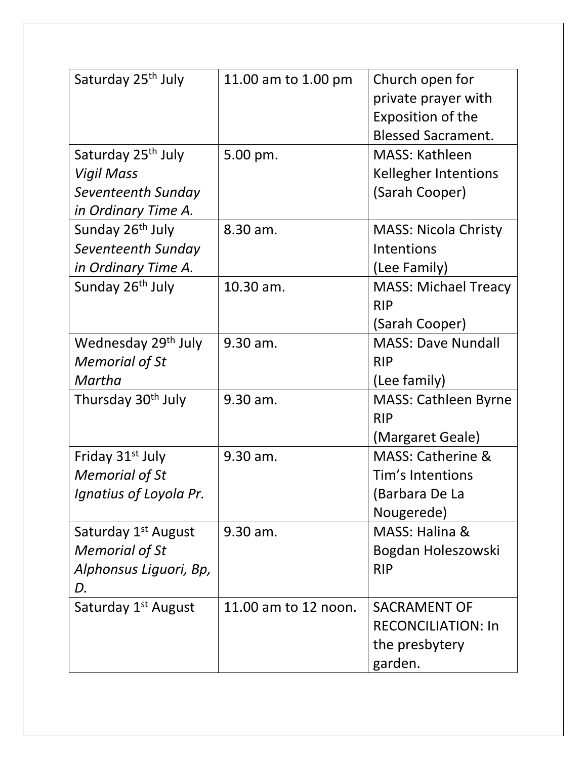| Saturday 25th July | 11.00 am to 1.00 pm | Church open for private prayer with Exposition of the Blessed Sacrament. |
|---|---|---|
| Saturday 25th July *Vigil Mass Seventeenth Sunday in Ordinary Time A.* | 5.00 pm. | MASS: Kathleen Kellegher Intentions (Sarah Cooper) |
| Sunday 26th July *Seventeenth Sunday in Ordinary Time A.* | 8.30 am. | MASS: Nicola Christy Intentions (Lee Family) |
| Sunday 26th July | 10.30 am. | MASS: Michael Treacy RIP (Sarah Cooper) |
| Wednesday 29th July *Memorial of St Martha* | 9.30 am. | MASS: Dave Nundall RIP (Lee family) |
| Thursday 30th July | 9.30 am. | MASS: Cathleen Byrne RIP (Margaret Geale) |
| Friday 31st July *Memorial of St Ignatius of Loyola Pr.* | 9.30 am. | MASS: Catherine & Tim's Intentions (Barbara De La Nougerede) |
| Saturday 1st August *Memorial of St Alphonsus Liguori, Bp, D.* | 9.30 am. | MASS: Halina & Bogdan Holeszowski RIP |
| Saturday 1st August | 11.00 am to 12 noon. | SACRAMENT OF RECONCILIATION: In the presbytery garden. |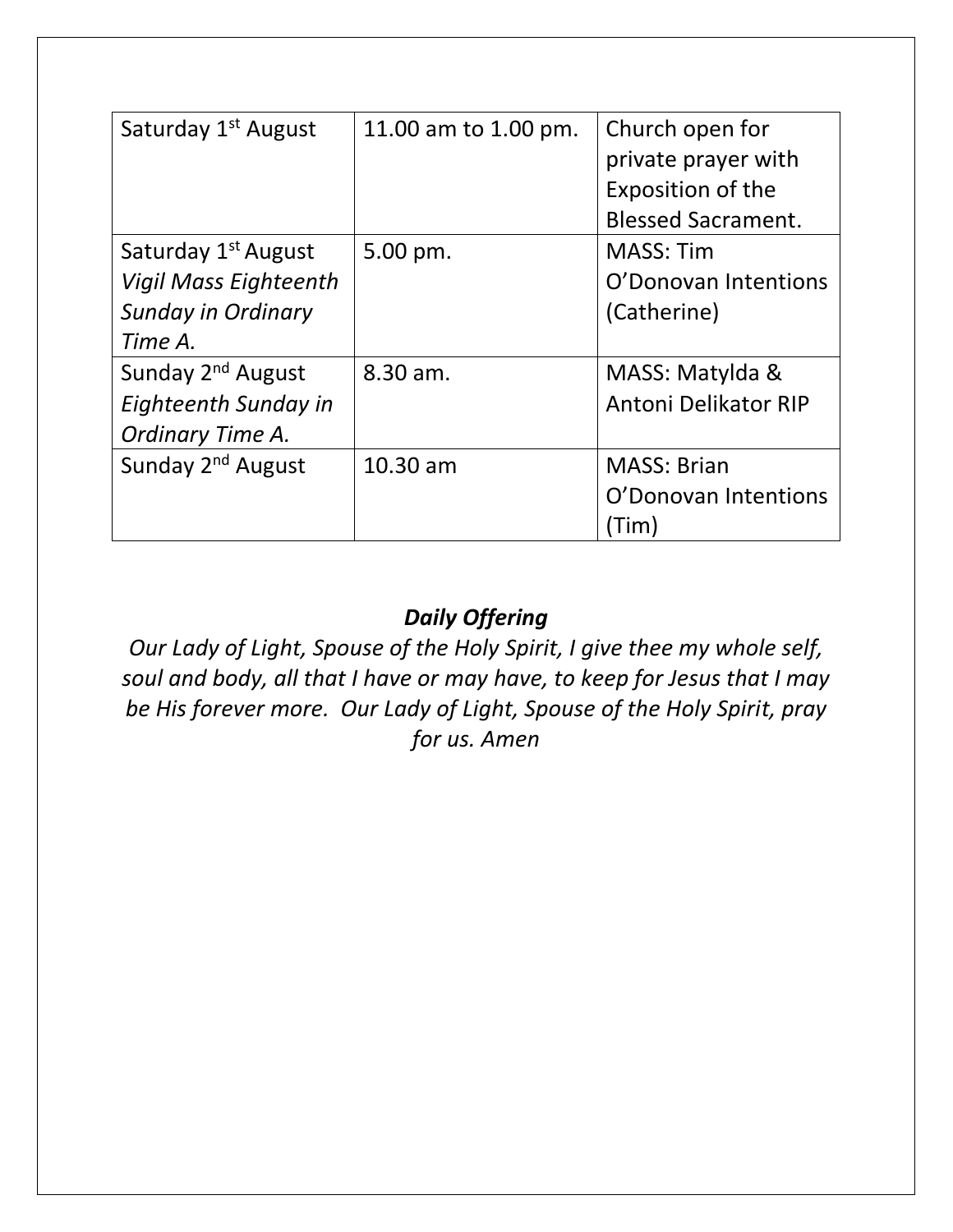| | | |
|---|---|---|
| Saturday 1st August | 11.00 am to 1.00 pm. | Church open for private prayer with Exposition of the Blessed Sacrament. |
| Saturday 1st August *Vigil Mass Eighteenth Sunday in Ordinary Time A.* | 5.00 pm. | MASS: Tim O'Donovan Intentions (Catherine) |
| Sunday 2nd August *Eighteenth Sunday in Ordinary Time A.* | 8.30 am. | MASS: Matylda & Antoni Delikator RIP |
| Sunday 2nd August | 10.30 am | MASS: Brian O'Donovan Intentions (Tim) |

***Daily Offering***

*Our Lady of Light, Spouse of the Holy Spirit, I give thee my whole self, soul and body, all that I have or may have, to keep for Jesus that I may be His forever more. Our Lady of Light, Spouse of the Holy Spirit, pray for us. Amen*